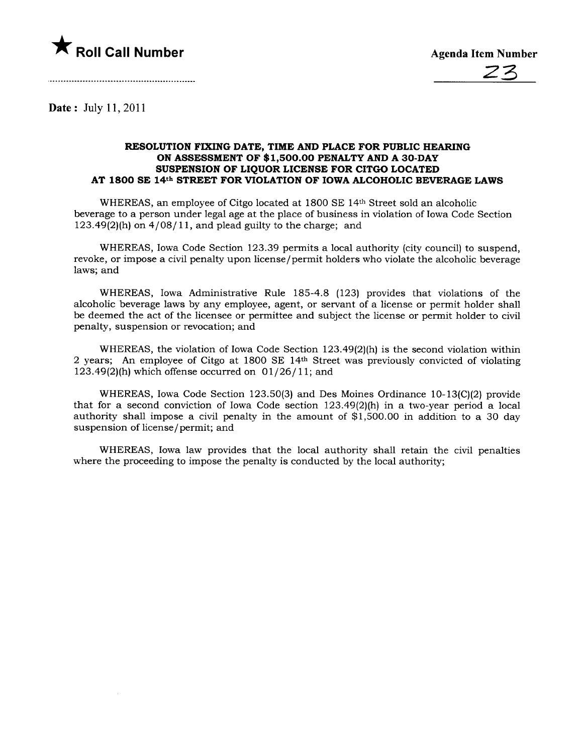★ **Roll Call Number**

**Agenda Item Number**

23

**Date:** July 11, 2011

**RESOLUTION FIXING DATE, TIME AND PLACE FOR PUBLIC HEARING ON ASSESSMENT OF $1,500.00 PENALTY AND A 30-DAY SUSPENSION OF LIQUOR LICENSE FOR CITGO LOCATED AT 1800 SE 14th STREET FOR VIOLATION OF IOWA ALCOHOLIC BEVERAGE LAWS**

WHEREAS, an employee of Citgo located at 1800 SE 14th Street sold an alcoholic beverage to a person under legal age at the place of business in violation of Iowa Code Section 123.49(2)(h) on 4/08/11, and plead guilty to the charge; and

WHEREAS, Iowa Code Section 123.39 permits a local authority (city council) to suspend, revoke, or impose a civil penalty upon license/permit holders who violate the alcoholic beverage laws; and

WHEREAS, Iowa Administrative Rule 185-4.8 (123) provides that violations of the alcoholic beverage laws by any employee, agent, or servant of a license or permit holder shall be deemed the act of the licensee or permittee and subject the license or permit holder to civil penalty, suspension or revocation; and

WHEREAS, the violation of Iowa Code Section 123.49(2)(h) is the second violation within 2 years; An employee of Citgo at 1800 SE 14th Street was previously convicted of violating 123.49(2)(h) which offense occurred on 01/26/11; and

WHEREAS, Iowa Code Section 123.50(3) and Des Moines Ordinance 10-13(C)(2) provide that for a second conviction of Iowa Code section 123.49(2)(h) in a two-year period a local authority shall impose a civil penalty in the amount of $1,500.00 in addition to a 30 day suspension of license/permit; and

WHEREAS, Iowa law provides that the local authority shall retain the civil penalties where the proceeding to impose the penalty is conducted by the local authority;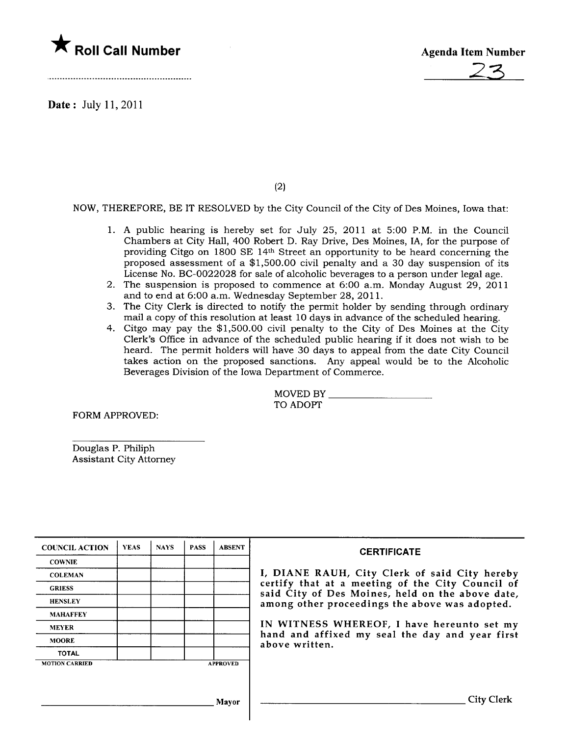★ **Roll Call Number**

..........................................................

**Agenda Item Number**

23

**Date:** July 11, 2011

(2)

NOW, THEREFORE, BE IT RESOLVED by the City Council of the City of Des Moines, Iowa that:

1. A public hearing is hereby set for July 25, 2011 at 5:00 P.M. in the Council Chambers at City Hall, 400 Robert D. Ray Drive, Des Moines, IA, for the purpose of providing Citgo on 1800 SE 14th Street an opportunity to be heard concerning the proposed assessment of a $1,500.00 civil penalty and a 30 day suspension of its License No. BC-0022028 for sale of alcoholic beverages to a person under legal age.
2. The suspension is proposed to commence at 6:00 a.m. Monday August 29, 2011 and to end at 6:00 a.m. Wednesday September 28, 2011.
3. The City Clerk is directed to notify the permit holder by sending through ordinary mail a copy of this resolution at least 10 days in advance of the scheduled hearing.
4. Citgo may pay the $1,500.00 civil penalty to the City of Des Moines at the City Clerk's Office in advance of the scheduled public hearing if it does not wish to be heard. The permit holders will have 30 days to appeal from the date City Council takes action on the proposed sanctions. Any appeal would be to the Alcoholic Beverages Division of the Iowa Department of Commerce.

MOVED BY ____________________
TO ADOPT

FORM APPROVED:

_________________________

Douglas P. Philiph
Assistant City Attorney

| COUNCIL ACTION | YEAS | NAYS | PASS | ABSENT |
| --- | --- | --- | --- | --- |
| COWNIE | | | | |
| COLEMAN | | | | |
| GRIESS | | | | |
| HENSLEY | | | | |
| MAHAFFEY | | | | |
| MEYER | | | | |
| MOORE | | | | |
| TOTAL | | | | |

MOTION CARRIED APPROVED

_________________________ Mayor

**CERTIFICATE**

I, DIANE RAUH, City Clerk of said City hereby certify that at a meeting of the City Council of said City of Des Moines, held on the above date, among other proceedings the above was adopted.

IN WITNESS WHEREOF, I have hereunto set my hand and affixed my seal the day and year first above written.

_________________________ City Clerk